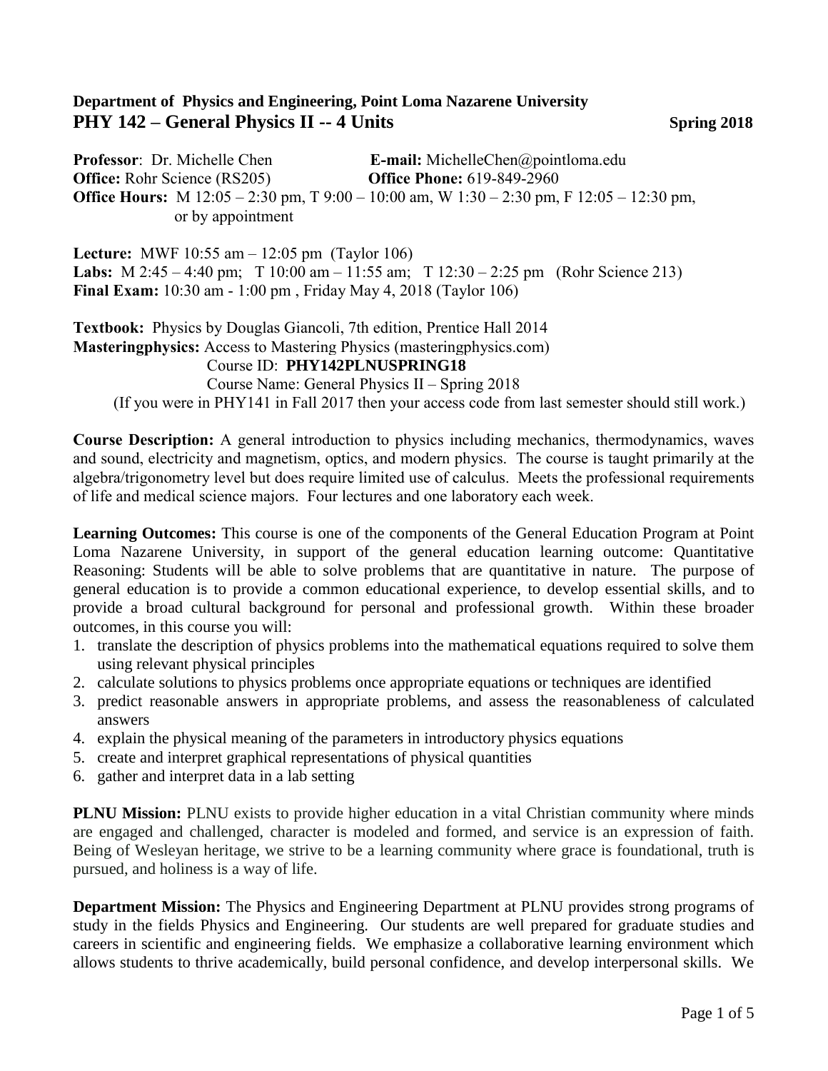**Department of Physics and Engineering, Point Loma Nazarene University**

# PHY 142 – General Physics II -- 4 Units

**Spring 2018**

**Professor**: Dr. Michelle Chen **E-mail:** MichelleChen@pointloma.edu
**Office:** Rohr Science (RS205) **Office Phone:** 619-849-2960
**Office Hours:** M 12:05 – 2:30 pm, T 9:00 – 10:00 am, W 1:30 – 2:30 pm, F 12:05 – 12:30 pm, or by appointment

**Lecture:** MWF 10:55 am – 12:05 pm (Taylor 106)
**Labs:** M 2:45 – 4:40 pm; T 10:00 am – 11:55 am; T 12:30 – 2:25 pm (Rohr Science 213)
**Final Exam:** 10:30 am - 1:00 pm , Friday May 4, 2018 (Taylor 106)

**Textbook:** Physics by Douglas Giancoli, 7th edition, Prentice Hall 2014
**Masteringphysics:** Access to Mastering Physics (masteringphysics.com)
Course ID: **PHY142PLNUSPRING18**
Course Name: General Physics II – Spring 2018
(If you were in PHY141 in Fall 2017 then your access code from last semester should still work.)

**Course Description:** A general introduction to physics including mechanics, thermodynamics, waves and sound, electricity and magnetism, optics, and modern physics. The course is taught primarily at the algebra/trigonometry level but does require limited use of calculus. Meets the professional requirements of life and medical science majors. Four lectures and one laboratory each week.

**Learning Outcomes:** This course is one of the components of the General Education Program at Point Loma Nazarene University, in support of the general education learning outcome: Quantitative Reasoning: Students will be able to solve problems that are quantitative in nature. The purpose of general education is to provide a common educational experience, to develop essential skills, and to provide a broad cultural background for personal and professional growth. Within these broader outcomes, in this course you will:

1. translate the description of physics problems into the mathematical equations required to solve them using relevant physical principles
2. calculate solutions to physics problems once appropriate equations or techniques are identified
3. predict reasonable answers in appropriate problems, and assess the reasonableness of calculated answers
4. explain the physical meaning of the parameters in introductory physics equations
5. create and interpret graphical representations of physical quantities
6. gather and interpret data in a lab setting

**PLNU Mission:** PLNU exists to provide higher education in a vital Christian community where minds are engaged and challenged, character is modeled and formed, and service is an expression of faith. Being of Wesleyan heritage, we strive to be a learning community where grace is foundational, truth is pursued, and holiness is a way of life.

**Department Mission:** The Physics and Engineering Department at PLNU provides strong programs of study in the fields Physics and Engineering. Our students are well prepared for graduate studies and careers in scientific and engineering fields. We emphasize a collaborative learning environment which allows students to thrive academically, build personal confidence, and develop interpersonal skills. We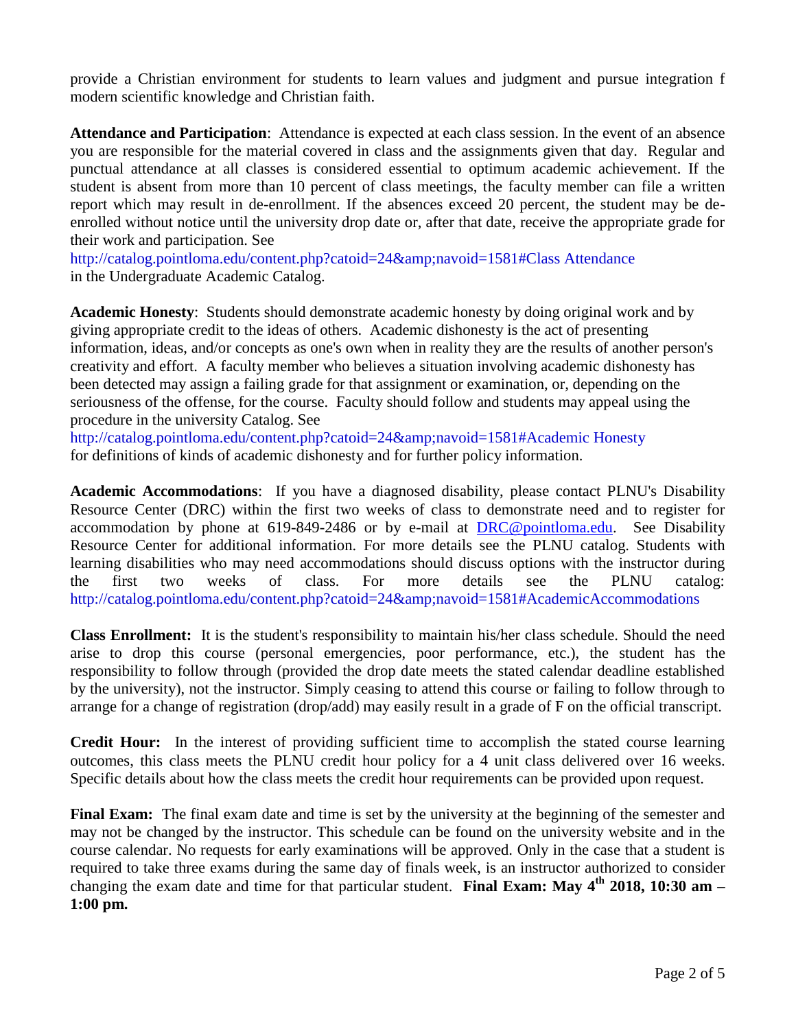provide a Christian environment for students to learn values and judgment and pursue integration f modern scientific knowledge and Christian faith.

**Attendance and Participation**: Attendance is expected at each class session. In the event of an absence you are responsible for the material covered in class and the assignments given that day. Regular and punctual attendance at all classes is considered essential to optimum academic achievement. If the student is absent from more than 10 percent of class meetings, the faculty member can file a written report which may result in de-enrollment. If the absences exceed 20 percent, the student may be de-enrolled without notice until the university drop date or, after that date, receive the appropriate grade for their work and participation. See
http://catalog.pointloma.edu/content.php?catoid=24&amp;navoid=1581#Class Attendance
in the Undergraduate Academic Catalog.

**Academic Honesty**: Students should demonstrate academic honesty by doing original work and by giving appropriate credit to the ideas of others. Academic dishonesty is the act of presenting information, ideas, and/or concepts as one's own when in reality they are the results of another person's creativity and effort. A faculty member who believes a situation involving academic dishonesty has been detected may assign a failing grade for that assignment or examination, or, depending on the seriousness of the offense, for the course. Faculty should follow and students may appeal using the procedure in the university Catalog. See
http://catalog.pointloma.edu/content.php?catoid=24&amp;navoid=1581#Academic Honesty
for definitions of kinds of academic dishonesty and for further policy information.

**Academic Accommodations**: If you have a diagnosed disability, please contact PLNU's Disability Resource Center (DRC) within the first two weeks of class to demonstrate need and to register for accommodation by phone at 619-849-2486 or by e-mail at DRC@pointloma.edu. See Disability Resource Center for additional information. For more details see the PLNU catalog. Students with learning disabilities who may need accommodations should discuss options with the instructor during the first two weeks of class. For more details see the PLNU catalog: http://catalog.pointloma.edu/content.php?catoid=24&amp;navoid=1581#AcademicAccommodations

**Class Enrollment:** It is the student's responsibility to maintain his/her class schedule. Should the need arise to drop this course (personal emergencies, poor performance, etc.), the student has the responsibility to follow through (provided the drop date meets the stated calendar deadline established by the university), not the instructor. Simply ceasing to attend this course or failing to follow through to arrange for a change of registration (drop/add) may easily result in a grade of F on the official transcript.

**Credit Hour:** In the interest of providing sufficient time to accomplish the stated course learning outcomes, this class meets the PLNU credit hour policy for a 4 unit class delivered over 16 weeks. Specific details about how the class meets the credit hour requirements can be provided upon request.

**Final Exam:** The final exam date and time is set by the university at the beginning of the semester and may not be changed by the instructor. This schedule can be found on the university website and in the course calendar. No requests for early examinations will be approved. Only in the case that a student is required to take three exams during the same day of finals week, is an instructor authorized to consider changing the exam date and time for that particular student. **Final Exam: May 4th 2018, 10:30 am – 1:00 pm.**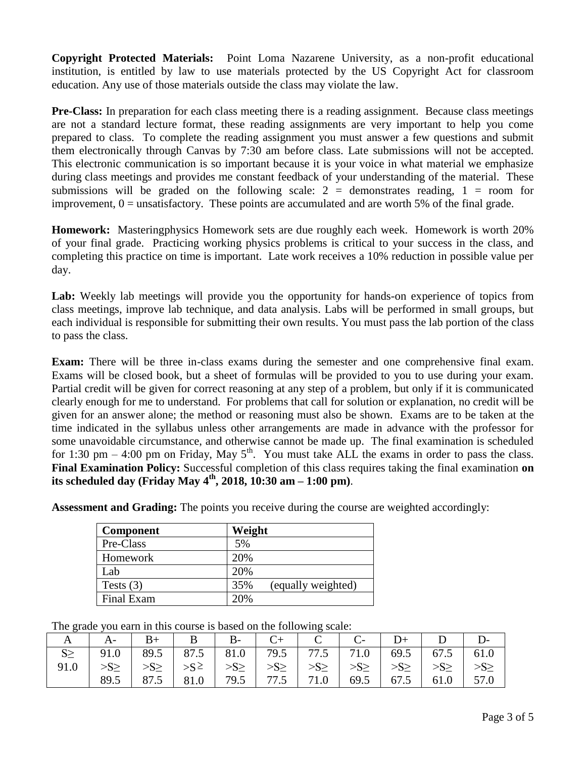**Copyright Protected Materials:** Point Loma Nazarene University, as a non-profit educational institution, is entitled by law to use materials protected by the US Copyright Act for classroom education. Any use of those materials outside the class may violate the law.

**Pre-Class:** In preparation for each class meeting there is a reading assignment. Because class meetings are not a standard lecture format, these reading assignments are very important to help you come prepared to class. To complete the reading assignment you must answer a few questions and submit them electronically through Canvas by 7:30 am before class. Late submissions will not be accepted. This electronic communication is so important because it is your voice in what material we emphasize during class meetings and provides me constant feedback of your understanding of the material. These submissions will be graded on the following scale: 2 = demonstrates reading, 1 = room for improvement, 0 = unsatisfactory. These points are accumulated and are worth 5% of the final grade.

**Homework:** Masteringphysics Homework sets are due roughly each week. Homework is worth 20% of your final grade. Practicing working physics problems is critical to your success in the class, and completing this practice on time is important. Late work receives a 10% reduction in possible value per day.

**Lab:** Weekly lab meetings will provide you the opportunity for hands-on experience of topics from class meetings, improve lab technique, and data analysis. Labs will be performed in small groups, but each individual is responsible for submitting their own results. You must pass the lab portion of the class to pass the class.

**Exam:** There will be three in-class exams during the semester and one comprehensive final exam. Exams will be closed book, but a sheet of formulas will be provided to you to use during your exam. Partial credit will be given for correct reasoning at any step of a problem, but only if it is communicated clearly enough for me to understand. For problems that call for solution or explanation, no credit will be given for an answer alone; the method or reasoning must also be shown. Exams are to be taken at the time indicated in the syllabus unless other arrangements are made in advance with the professor for some unavoidable circumstance, and otherwise cannot be made up. The final examination is scheduled for 1:30 pm – 4:00 pm on Friday, May 5th. You must take ALL the exams in order to pass the class. **Final Examination Policy:** Successful completion of this class requires taking the final examination **on its scheduled day (Friday May 4th, 2018, 10:30 am – 1:00 pm)**.

**Assessment and Grading:** The points you receive during the course are weighted accordingly:

| Component | Weight |
|---|---|
| Pre-Class | 5% |
| Homework | 20% |
| Lab | 20% |
| Tests (3) | 35% (equally weighted) |
| Final Exam | 20% |

The grade you earn in this course is based on the following scale:

| A | A- | B+ | B | B- | C+ | C | C- | D+ | D | D- |
|---|---|---|---|---|---|---|---|---|---|---|
| S≥ 91.0 | 91.0 >S≥ 89.5 | 89.5 >S≥ 87.5 | 87.5 >S≥ 81.0 | 81.0 >S≥ 79.5 | 79.5 >S≥ 77.5 | 77.5 >S≥ 71.0 | 71.0 >S≥ 69.5 | 69.5 >S≥ 67.5 | 67.5 >S≥ 61.0 | 61.0 >S≥ 57.0 |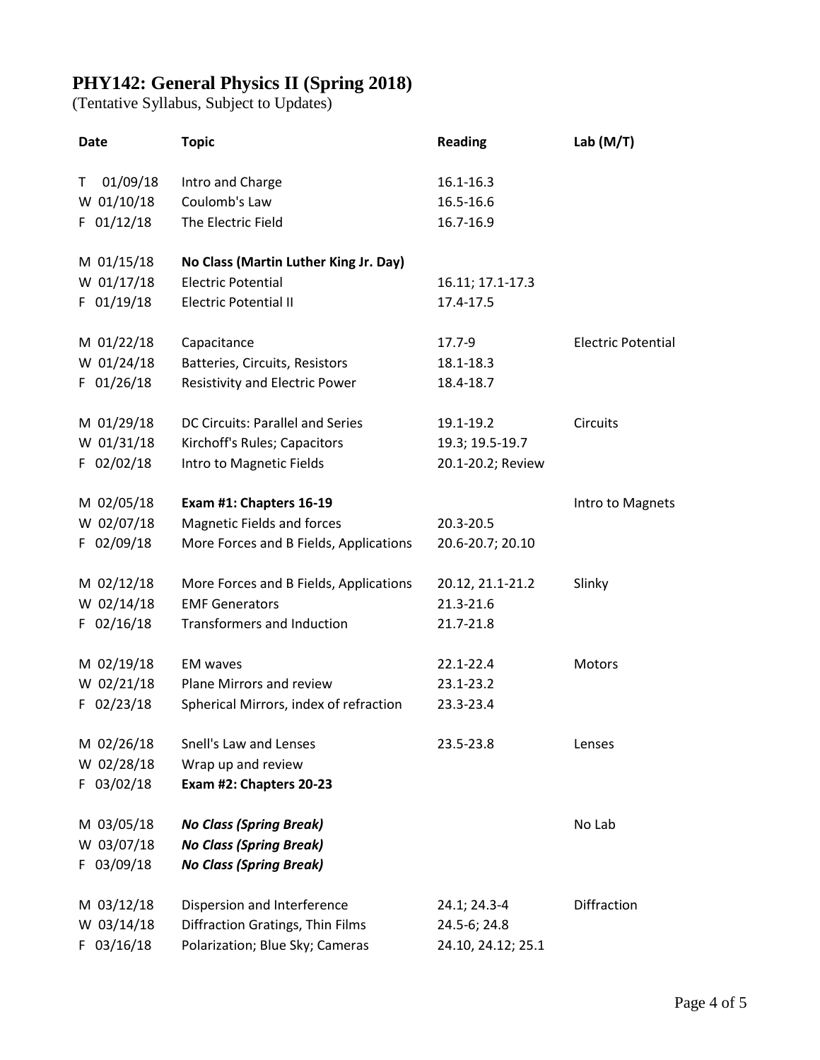# PHY142: General Physics II (Spring 2018)

(Tentative Syllabus, Subject to Updates)

| Date | Topic | Reading | Lab (M/T) |
|---|---|---|---|
| T 01/09/18 | Intro and Charge | 16.1-16.3 | |
| W 01/10/18 | Coulomb's Law | 16.5-16.6 | |
| F 01/12/18 | The Electric Field | 16.7-16.9 | |
| M 01/15/18 | **No Class (Martin Luther King Jr. Day)** | | |
| W 01/17/18 | Electric Potential | 16.11; 17.1-17.3 | |
| F 01/19/18 | Electric Potential II | 17.4-17.5 | |
| M 01/22/18 | Capacitance | 17.7-9 | Electric Potential |
| W 01/24/18 | Batteries, Circuits, Resistors | 18.1-18.3 | |
| F 01/26/18 | Resistivity and Electric Power | 18.4-18.7 | |
| M 01/29/18 | DC Circuits: Parallel and Series | 19.1-19.2 | Circuits |
| W 01/31/18 | Kirchoff's Rules; Capacitors | 19.3; 19.5-19.7 | |
| F 02/02/18 | Intro to Magnetic Fields | 20.1-20.2; Review | |
| M 02/05/18 | **Exam #1: Chapters 16-19** | | Intro to Magnets |
| W 02/07/18 | Magnetic Fields and forces | 20.3-20.5 | |
| F 02/09/18 | More Forces and B Fields, Applications | 20.6-20.7; 20.10 | |
| M 02/12/18 | More Forces and B Fields, Applications | 20.12, 21.1-21.2 | Slinky |
| W 02/14/18 | EMF Generators | 21.3-21.6 | |
| F 02/16/18 | Transformers and Induction | 21.7-21.8 | |
| M 02/19/18 | EM waves | 22.1-22.4 | Motors |
| W 02/21/18 | Plane Mirrors and review | 23.1-23.2 | |
| F 02/23/18 | Spherical Mirrors, index of refraction | 23.3-23.4 | |
| M 02/26/18 | Snell's Law and Lenses | 23.5-23.8 | Lenses |
| W 02/28/18 | Wrap up and review | | |
| F 03/02/18 | **Exam #2: Chapters 20-23** | | |
| M 03/05/18 | ***No Class (Spring Break)*** | | No Lab |
| W 03/07/18 | ***No Class (Spring Break)*** | | |
| F 03/09/18 | ***No Class (Spring Break)*** | | |
| M 03/12/18 | Dispersion and Interference | 24.1; 24.3-4 | Diffraction |
| W 03/14/18 | Diffraction Gratings, Thin Films | 24.5-6; 24.8 | |
| F 03/16/18 | Polarization; Blue Sky; Cameras | 24.10, 24.12; 25.1 | |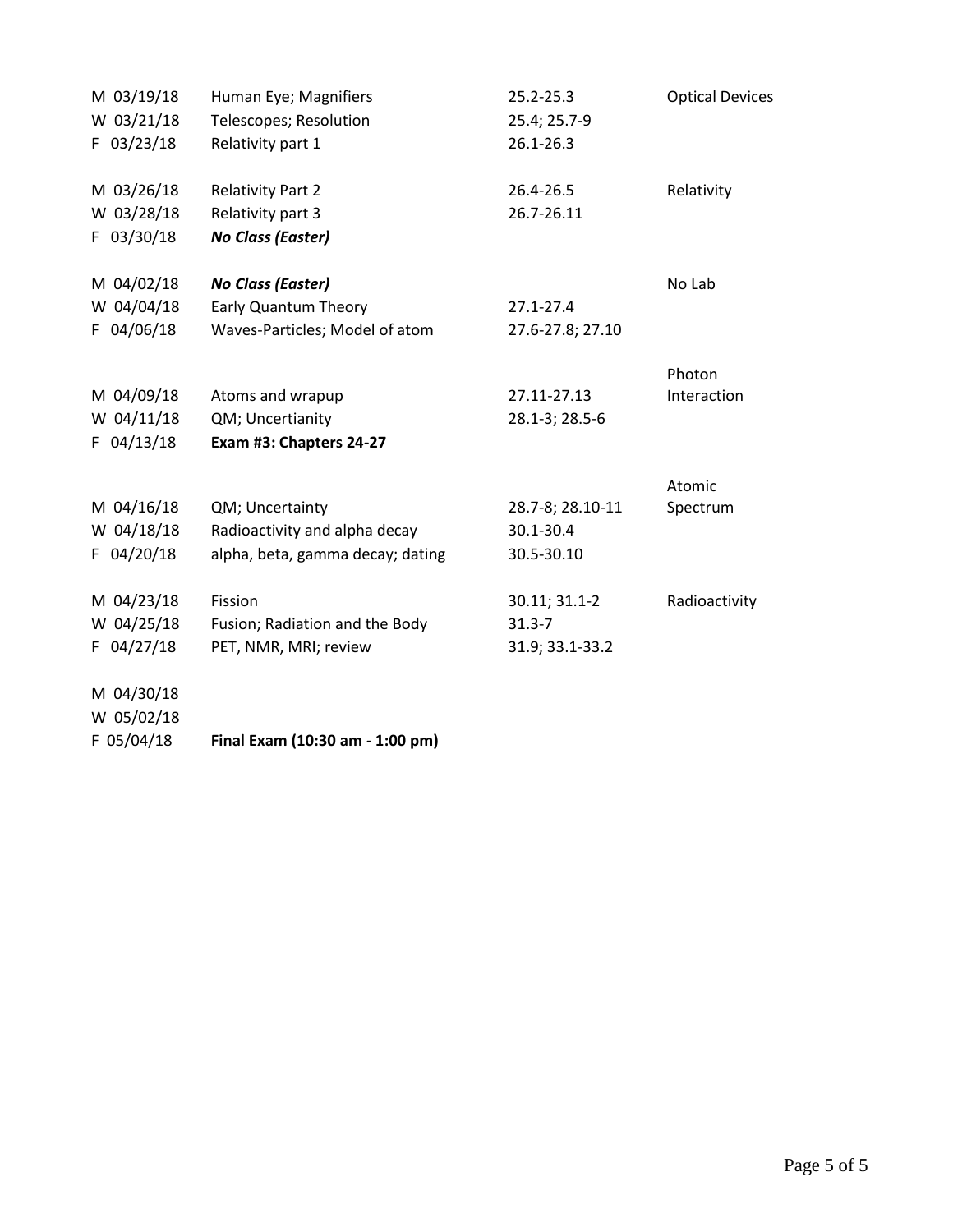| | | | |
|---|---|---|---|
| M 03/19/18 | Human Eye; Magnifiers | 25.2-25.3 | Optical Devices |
| W 03/21/18 | Telescopes; Resolution | 25.4; 25.7-9 | |
| F 03/23/18 | Relativity part 1 | 26.1-26.3 | |
| M 03/26/18 | Relativity Part 2 | 26.4-26.5 | Relativity |
| W 03/28/18 | Relativity part 3 | 26.7-26.11 | |
| F 03/30/18 | ***No Class (Easter)*** | | |
| M 04/02/18 | ***No Class (Easter)*** | | No Lab |
| W 04/04/18 | Early Quantum Theory | 27.1-27.4 | |
| F 04/06/18 | Waves-Particles; Model of atom | 27.6-27.8; 27.10 | |
| M 04/09/18 | Atoms and wrapup | 27.11-27.13 | Photon Interaction |
| W 04/11/18 | QM; Uncertianity | 28.1-3; 28.5-6 | |
| F 04/13/18 | **Exam #3: Chapters 24-27** | | |
| M 04/16/18 | QM; Uncertainty | 28.7-8; 28.10-11 | Atomic Spectrum |
| W 04/18/18 | Radioactivity and alpha decay | 30.1-30.4 | |
| F 04/20/18 | alpha, beta, gamma decay; dating | 30.5-30.10 | |
| M 04/23/18 | Fission | 30.11; 31.1-2 | Radioactivity |
| W 04/25/18 | Fusion; Radiation and the Body | 31.3-7 | |
| F 04/27/18 | PET, NMR, MRI; review | 31.9; 33.1-33.2 | |
| M 04/30/18 | | | |
| W 05/02/18 | | | |
| F 05/04/18 | **Final Exam (10:30 am - 1:00 pm)** | | |